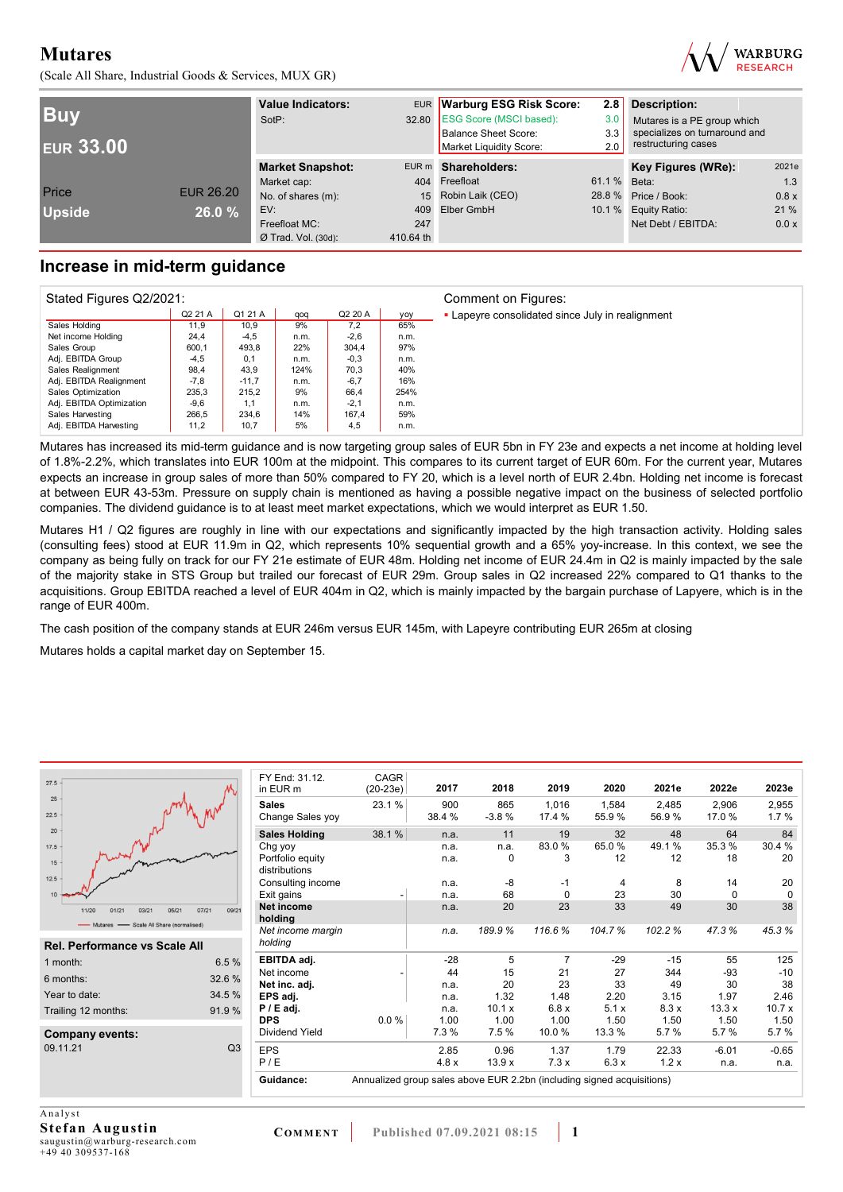# Mutares

(Scale All Share, Industrial Goods & Services, MUX GR)

| **Buy** | |
|---|---|
| **EUR 33.00** | |
| Price | EUR 26.20 |
| **Upside** | **26.0 %** |

| **Value Indicators:** | EUR |
|---|---|
| SotP: | 32.80 |

| **Warburg ESG Risk Score:** | **2.8** |
|---|---|
| ESG Score (MSCI based): | 3.0 |
| Balance Sheet Score: | 3.3 |
| Market Liquidity Score: | 2.0 |

**Description:** Mutares is a PE group which specializes on turnaround and restructuring cases

| **Market Snapshot:** | EUR m |
|---|---|
| Market cap: | 404 |
| No. of shares (m): | 15 |
| EV: | 409 |
| Freefloat MC: | 247 |
| Ø Trad. Vol. (30d): | 410.64 th |

| **Shareholders:** | |
|---|---|
| Freefloat | 61.1 % |
| Robin Laik (CEO) | 28.8 % |
| Elber GmbH | 10.1 % |

| **Key Figures (WRe):** | 2021e |
|---|---|
| Beta: | 1.3 |
| Price / Book: | 0.8 x |
| Equity Ratio: | 21 % |
| Net Debt / EBITDA: | 0.0 x |

## Increase in mid-term guidance

Stated Figures Q2/2021:

| | Q2 21 A | Q1 21 A | qoq | Q2 20 A | yoy |
|---|---|---|---|---|---|
| Sales Holding | 11,9 | 10,9 | 9% | 7,2 | 65% |
| Net income Holding | 24,4 | -4,5 | n.m. | -2,6 | n.m. |
| Sales Group | 600,1 | 493,8 | 22% | 304,4 | 97% |
| Adj. EBITDA Group | -4,5 | 0,1 | n.m. | -0,3 | n.m. |
| Sales Realignment | 98,4 | 43,9 | 124% | 70,3 | 40% |
| Adj. EBITDA Realignment | -7,8 | -11,7 | n.m. | -6,7 | 16% |
| Sales Optimization | 235,3 | 215,2 | 9% | 66,4 | 254% |
| Adj. EBITDA Optimization | -9,6 | 1,1 | n.m. | -2,1 | n.m. |
| Sales Harvesting | 266,5 | 234,6 | 14% | 167,4 | 59% |
| Adj. EBITDA Harvesting | 11,2 | 10,7 | 5% | 4,5 | n.m. |

Comment on Figures:

- Lapeyre consolidated since July in realignment

Mutares has increased its mid-term guidance and is now targeting group sales of EUR 5bn in FY 23e and expects a net income at holding level of 1.8%-2.2%, which translates into EUR 100m at the midpoint. This compares to its current target of EUR 60m. For the current year, Mutares expects an increase in group sales of more than 50% compared to FY 20, which is a level north of EUR 2.4bn. Holding net income is forecast at between EUR 43-53m. Pressure on supply chain is mentioned as having a possible negative impact on the business of selected portfolio companies. The dividend guidance is to at least meet market expectations, which we would interpret as EUR 1.50.

Mutares H1 / Q2 figures are roughly in line with our expectations and significantly impacted by the high transaction activity. Holding sales (consulting fees) stood at EUR 11.9m in Q2, which represents 10% sequential growth and a 65% yoy-increase. In this context, we see the company as being fully on track for our FY 21e estimate of EUR 48m. Holding net income of EUR 24.4m in Q2 is mainly impacted by the sale of the majority stake in STS Group but trailed our forecast of EUR 29m. Group sales in Q2 increased 22% compared to Q1 thanks to the acquisitions. Group EBITDA reached a level of EUR 404m in Q2, which is mainly impacted by the bargain purchase of Lapeyre, which is in the range of EUR 400m.

The cash position of the company stands at EUR 246m versus EUR 145m, with Lapeyre contributing EUR 265m at closing

Mutares holds a capital market day on September 15.

| **Rel. Performance vs Scale All** | |
|---|---|
| 1 month: | 6.5 % |
| 6 months: | 32.6 % |
| Year to date: | 34.5 % |
| Trailing 12 months: | 91.9 % |

| **Company events:** | |
|---|---|
| 09.11.21 | Q3 |

| FY End: 31.12. in EUR m | CAGR (20-23e) | 2017 | 2018 | 2019 | 2020 | 2021e | 2022e | 2023e |
|---|---|---|---|---|---|---|---|---|
| **Sales** | 23.1 % | 900 | 865 | 1,016 | 1,584 | 2,485 | 2,906 | 2,955 |
| Change Sales yoy | | 38.4 % | -3.8 % | 17.4 % | 55.9 % | 56.9 % | 17.0 % | 1.7 % |
| **Sales Holding** | 38.1 % | n.a. | 11 | 19 | 32 | 48 | 64 | 84 |
| Chg yoy | | n.a. | n.a. | 83.0 % | 65.0 % | 49.1 % | 35.3 % | 30.4 % |
| Portfolio equity distributions | | n.a. | 0 | 3 | 12 | 12 | 18 | 20 |
| Consulting income | | n.a. | -8 | -1 | 4 | 8 | 14 | 20 |
| Exit gains | - | n.a. | 68 | 0 | 23 | 30 | 0 | 0 |
| **Net income holding** | | n.a. | 20 | 23 | 33 | 49 | 30 | 38 |
| *Net income margin holding* | | *n.a.* | *189.9 %* | *116.6 %* | *104.7 %* | *102.2 %* | *47.3 %* | *45.3 %* |
| **EBITDA adj.** | | -28 | 5 | 7 | -29 | -15 | 55 | 125 |
| Net income | - | 44 | 15 | 21 | 27 | 344 | -93 | -10 |
| **Net inc. adj.** | | n.a. | 20 | 23 | 33 | 49 | 30 | 38 |
| **EPS adj.** | | n.a. | 1.32 | 1.48 | 2.20 | 3.15 | 1.97 | 2.46 |
| **P / E adj.** | | n.a. | 10.1 x | 6.8 x | 5.1 x | 8.3 x | 13.3 x | 10.7 x |
| **DPS** | 0.0 % | 1.00 | 1.00 | 1.00 | 1.50 | 1.50 | 1.50 | 1.50 |
| Dividend Yield | | 7.3 % | 7.5 % | 10.0 % | 13.3 % | 5.7 % | 5.7 % | 5.7 % |
| EPS | | 2.85 | 0.96 | 1.37 | 1.79 | 22.33 | -6.01 | -0.65 |
| P / E | | 4.8 x | 13.9 x | 7.3 x | 6.3 x | 1.2 x | n.a. | n.a. |

**Guidance:** Annualized group sales above EUR 2.2bn (including signed acquisitions)

Analyst
**Stefan Augustin**
saugustin@warburg-research.com
+49 40 309537-168

COMMENT | Published 07.09.2021 08:15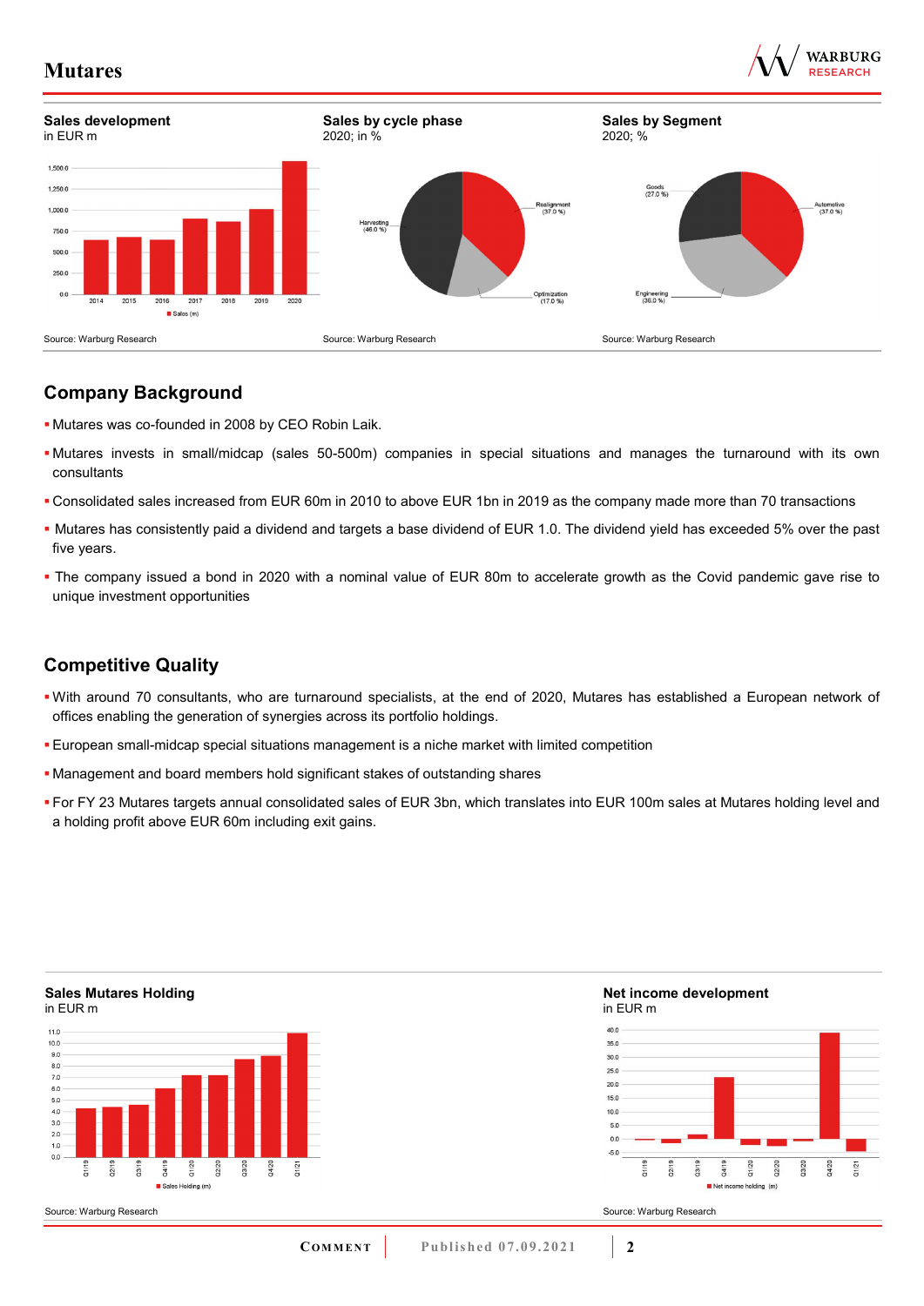**Sales development**
in EUR m

1,500.0
1,250.0
1,000.0
750.0
500.0
250.0
0.0
2014 2015 2016 2017 2018 2019 2020
Sales (m)

Source: Warburg Research

**Sales by cycle phase**
2020; in %

Harvesting (46.0 %)
Realignment (37.0 %)
Optimization (17.0 %)

Source: Warburg Research

**Sales by Segment**
2020; %

Goods (27.0 %)
Automotive (37.0 %)
Engineering (36.0 %)

Source: Warburg Research

## Company Background

- Mutares was co-founded in 2008 by CEO Robin Laik.
- Mutares invests in small/midcap (sales 50-500m) companies in special situations and manages the turnaround with its own consultants
- Consolidated sales increased from EUR 60m in 2010 to above EUR 1bn in 2019 as the company made more than 70 transactions
- Mutares has consistently paid a dividend and targets a base dividend of EUR 1.0. The dividend yield has exceeded 5% over the past five years.
- The company issued a bond in 2020 with a nominal value of EUR 80m to accelerate growth as the Covid pandemic gave rise to unique investment opportunities

## Competitive Quality

- With around 70 consultants, who are turnaround specialists, at the end of 2020, Mutares has established a European network of offices enabling the generation of synergies across its portfolio holdings.
- European small-midcap special situations management is a niche market with limited competition
- Management and board members hold significant stakes of outstanding shares
- For FY 23 Mutares targets annual consolidated sales of EUR 3bn, which translates into EUR 100m sales at Mutares holding level and a holding profit above EUR 60m including exit gains.

**Sales Mutares Holding**
in EUR m

11.0
10.0
9.0
8.0
7.0
6.0
5.0
4.0
3.0
2.0
1.0
0.0
Q1/19 Q2/19 Q3/19 Q4/19 Q1/20 Q2/20 Q3/20 Q4/20 Q1/21
Sales Holding (m)

Source: Warburg Research

**Net income development**
in EUR m

40.0
35.0
30.0
25.0
20.0
15.0
10.0
5.0
0.0
-5.0
Q1/19 Q2/19 Q3/19 Q4/19 Q1/20 Q2/20 Q3/20 Q4/20 Q1/21
Net income holding (m)

Source: Warburg Research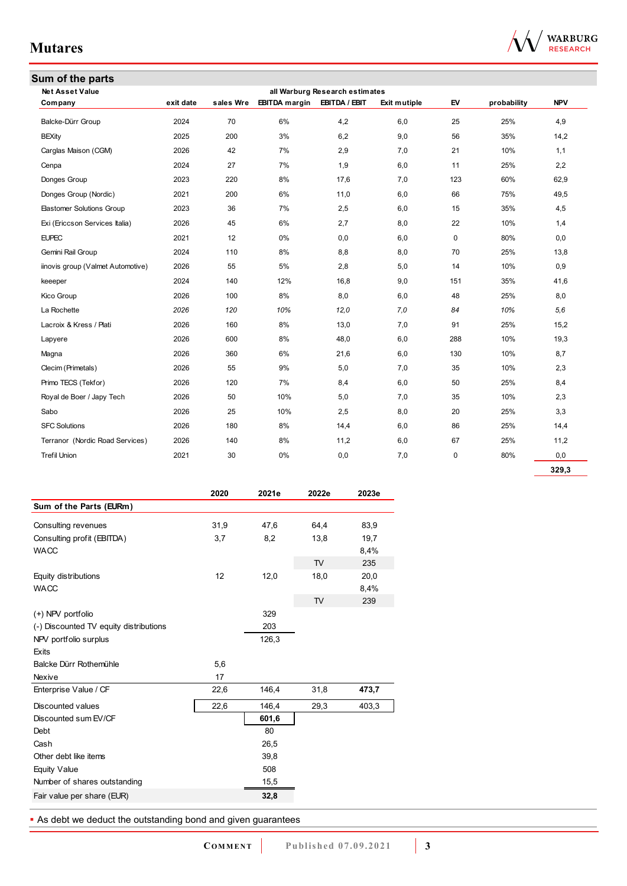## Sum of the parts

| Net Asset Value | | | all Warburg Research estimates | | | | | |
|---|---|---|---|---|---|---|---|---|
| Company | exit date | sales Wre | EBITDA margin | EBITDA / EBIT | Exit mutiple | EV | probability | NPV |
| Balcke-Dürr Group | 2024 | 70 | 6% | 4,2 | 6,0 | 25 | 25% | 4,9 |
| BEXity | 2025 | 200 | 3% | 6,2 | 9,0 | 56 | 35% | 14,2 |
| Carglas Maison (CGM) | 2026 | 42 | 7% | 2,9 | 7,0 | 21 | 10% | 1,1 |
| Cenpa | 2024 | 27 | 7% | 1,9 | 6,0 | 11 | 25% | 2,2 |
| Donges Group | 2023 | 220 | 8% | 17,6 | 7,0 | 123 | 60% | 62,9 |
| Donges Group (Nordic) | 2021 | 200 | 6% | 11,0 | 6,0 | 66 | 75% | 49,5 |
| Elastomer Solutions Group | 2023 | 36 | 7% | 2,5 | 6,0 | 15 | 35% | 4,5 |
| Exi (Ericcson Services Italia) | 2026 | 45 | 6% | 2,7 | 8,0 | 22 | 10% | 1,4 |
| EUPEC | 2021 | 12 | 0% | 0,0 | 6,0 | 0 | 80% | 0,0 |
| Gemini Rail Group | 2024 | 110 | 8% | 8,8 | 8,0 | 70 | 25% | 13,8 |
| iinovis group (Valmet Automotive) | 2026 | 55 | 5% | 2,8 | 5,0 | 14 | 10% | 0,9 |
| keeeper | 2024 | 140 | 12% | 16,8 | 9,0 | 151 | 35% | 41,6 |
| Kico Group | 2026 | 100 | 8% | 8,0 | 6,0 | 48 | 25% | 8,0 |
| *La Rochette* | *2026* | *120* | *10%* | *12,0* | *7,0* | *84* | *10%* | *5,6* |
| Lacroix & Kress / Plati | 2026 | 160 | 8% | 13,0 | 7,0 | 91 | 25% | 15,2 |
| Lapyere | 2026 | 600 | 8% | 48,0 | 6,0 | 288 | 10% | 19,3 |
| Magna | 2026 | 360 | 6% | 21,6 | 6,0 | 130 | 10% | 8,7 |
| Clecim (Primetals) | 2026 | 55 | 9% | 5,0 | 7,0 | 35 | 10% | 2,3 |
| Primo TECS (Tekfor) | 2026 | 120 | 7% | 8,4 | 6,0 | 50 | 25% | 8,4 |
| Royal de Boer / Japy Tech | 2026 | 50 | 10% | 5,0 | 7,0 | 35 | 10% | 2,3 |
| Sabo | 2026 | 25 | 10% | 2,5 | 8,0 | 20 | 25% | 3,3 |
| SFC Solutions | 2026 | 180 | 8% | 14,4 | 6,0 | 86 | 25% | 14,4 |
| Terranor (Nordic Road Services) | 2026 | 140 | 8% | 11,2 | 6,0 | 67 | 25% | 11,2 |
| Trefil Union | 2021 | 30 | 0% | 0,0 | 7,0 | 0 | 80% | 0,0 |
| | | | | | | | | **329,3** |

| Sum of the Parts (EURm) | 2020 | 2021e | 2022e | 2023e |
|---|---|---|---|---|
| Consulting revenues | 31,9 | 47,6 | 64,4 | 83,9 |
| Consulting profit (EBITDA) | 3,7 | 8,2 | 13,8 | 19,7 |
| WACC | | | | 8,4% |
| | | | TV | 235 |
| Equity distributions | 12 | 12,0 | 18,0 | 20,0 |
| WACC | | | | 8,4% |
| | | | TV | 239 |
| (+) NPV portfolio | | 329 | | |
| (-) Discounted TV equity distributions | | 203 | | |
| NPV portfolio surplus | | 126,3 | | |
| Exits | | | | |
| Balcke Dürr Rothemühle | 5,6 | | | |
| Nexive | 17 | | | |
| Enterprise Value / CF | 22,6 | 146,4 | 31,8 | **473,7** |
| Discounted values | 22,6 | 146,4 | 29,3 | 403,3 |
| Discounted sum EV/CF | | **601,6** | | |
| Debt | | 80 | | |
| Cash | | 26,5 | | |
| Other debt like items | | 39,8 | | |
| Equity Value | | 508 | | |
| Number of shares outstanding | | 15,5 | | |
| Fair value per share (EUR) | | **32,8** | | |

- As debt we deduct the outstanding bond and given guarantees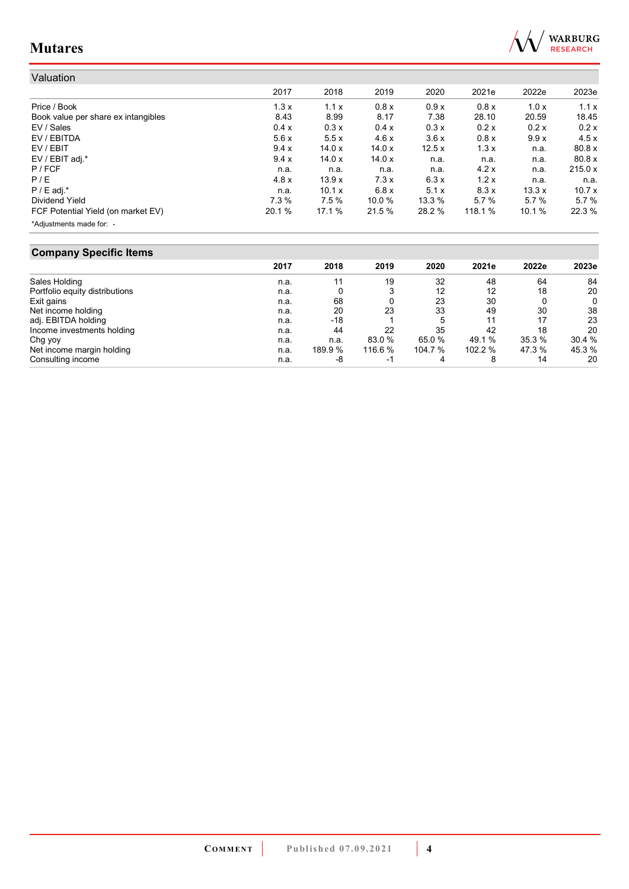## Valuation

| | 2017 | 2018 | 2019 | 2020 | 2021e | 2022e | 2023e |
|---|---|---|---|---|---|---|---|
| Price / Book | 1.3 x | 1.1 x | 0.8 x | 0.9 x | 0.8 x | 1.0 x | 1.1 x |
| Book value per share ex intangibles | 8.43 | 8.99 | 8.17 | 7.38 | 28.10 | 20.59 | 18.45 |
| EV / Sales | 0.4 x | 0.3 x | 0.4 x | 0.3 x | 0.2 x | 0.2 x | 0.2 x |
| EV / EBITDA | 5.6 x | 5.5 x | 4.6 x | 3.6 x | 0.8 x | 9.9 x | 4.5 x |
| EV / EBIT | 9.4 x | 14.0 x | 14.0 x | 12.5 x | 1.3 x | n.a. | 80.8 x |
| EV / EBIT adj.* | 9.4 x | 14.0 x | 14.0 x | n.a. | n.a. | n.a. | 80.8 x |
| P / FCF | n.a. | n.a. | n.a. | n.a. | 4.2 x | n.a. | 215.0 x |
| P / E | 4.8 x | 13.9 x | 7.3 x | 6.3 x | 1.2 x | n.a. | n.a. |
| P / E adj.* | n.a. | 10.1 x | 6.8 x | 5.1 x | 8.3 x | 13.3 x | 10.7 x |
| Dividend Yield | 7.3 % | 7.5 % | 10.0 % | 13.3 % | 5.7 % | 5.7 % | 5.7 % |
| FCF Potential Yield (on market EV) | 20.1 % | 17.1 % | 21.5 % | 28.2 % | 118.1 % | 10.1 % | 22.3 % |

*Adjustments made for: -

## Company Specific Items

| | 2017 | 2018 | 2019 | 2020 | 2021e | 2022e | 2023e |
|---|---|---|---|---|---|---|---|
| Sales Holding | n.a. | 11 | 19 | 32 | 48 | 64 | 84 |
| Portfolio equity distributions | n.a. | 0 | 3 | 12 | 12 | 18 | 20 |
| Exit gains | n.a. | 68 | 0 | 23 | 30 | 0 | 0 |
| Net income holding | n.a. | 20 | 23 | 33 | 49 | 30 | 38 |
| adj. EBITDA holding | n.a. | -18 | 1 | 5 | 11 | 17 | 23 |
| Income investments holding | n.a. | 44 | 22 | 35 | 42 | 18 | 20 |
| Chg yoy | n.a. | n.a. | 83.0 % | 65.0 % | 49.1 % | 35.3 % | 30.4 % |
| Net income margin holding | n.a. | 189.9 % | 116.6 % | 104.7 % | 102.2 % | 47.3 % | 45.3 % |
| Consulting income | n.a. | -8 | -1 | 4 | 8 | 14 | 20 |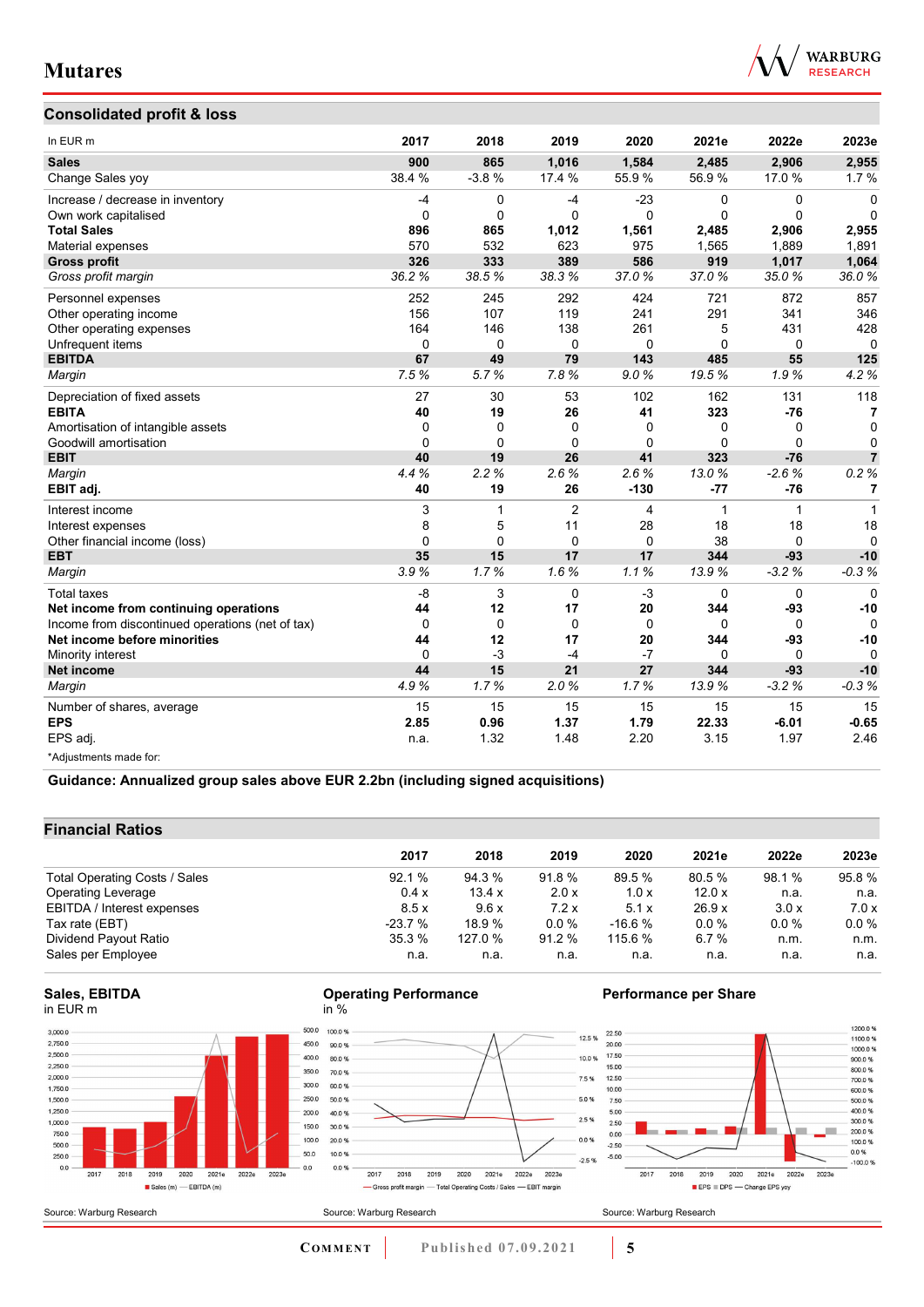## Consolidated profit & loss

| In EUR m | 2017 | 2018 | 2019 | 2020 | 2021e | 2022e | 2023e |
|---|---|---|---|---|---|---|---|
| **Sales** | **900** | **865** | **1,016** | **1,584** | **2,485** | **2,906** | **2,955** |
| Change Sales yoy | 38.4 % | -3.8 % | 17.4 % | 55.9 % | 56.9 % | 17.0 % | 1.7 % |
| Increase / decrease in inventory | -4 | 0 | -4 | -23 | 0 | 0 | 0 |
| Own work capitalised | 0 | 0 | 0 | 0 | 0 | 0 | 0 |
| **Total Sales** | **896** | **865** | **1,012** | **1,561** | **2,485** | **2,906** | **2,955** |
| Material expenses | 570 | 532 | 623 | 975 | 1,565 | 1,889 | 1,891 |
| **Gross profit** | **326** | **333** | **389** | **586** | **919** | **1,017** | **1,064** |
| *Gross profit margin* | *36.2 %* | *38.5 %* | *38.3 %* | *37.0 %* | *37.0 %* | *35.0 %* | *36.0 %* |
| Personnel expenses | 252 | 245 | 292 | 424 | 721 | 872 | 857 |
| Other operating income | 156 | 107 | 119 | 241 | 291 | 341 | 346 |
| Other operating expenses | 164 | 146 | 138 | 261 | 5 | 431 | 428 |
| Unfrequent items | 0 | 0 | 0 | 0 | 0 | 0 | 0 |
| **EBITDA** | **67** | **49** | **79** | **143** | **485** | **55** | **125** |
| *Margin* | *7.5 %* | *5.7 %* | *7.8 %* | *9.0 %* | *19.5 %* | *1.9 %* | *4.2 %* |
| Depreciation of fixed assets | 27 | 30 | 53 | 102 | 162 | 131 | 118 |
| **EBITA** | **40** | **19** | **26** | **41** | **323** | **-76** | **7** |
| Amortisation of intangible assets | 0 | 0 | 0 | 0 | 0 | 0 | 0 |
| Goodwill amortisation | 0 | 0 | 0 | 0 | 0 | 0 | 0 |
| **EBIT** | **40** | **19** | **26** | **41** | **323** | **-76** | **7** |
| *Margin* | *4.4 %* | *2.2 %* | *2.6 %* | *2.6 %* | *13.0 %* | *-2.6 %* | *0.2 %* |
| **EBIT adj.** | **40** | **19** | **26** | **-130** | **-77** | **-76** | **7** |
| Interest income | 3 | 1 | 2 | 4 | 1 | 1 | 1 |
| Interest expenses | 8 | 5 | 11 | 28 | 18 | 18 | 18 |
| Other financial income (loss) | 0 | 0 | 0 | 0 | 38 | 0 | 0 |
| **EBT** | **35** | **15** | **17** | **17** | **344** | **-93** | **-10** |
| *Margin* | *3.9 %* | *1.7 %* | *1.6 %* | *1.1 %* | *13.9 %* | *-3.2 %* | *-0.3 %* |
| Total taxes | -8 | 3 | 0 | -3 | 0 | 0 | 0 |
| **Net income from continuing operations** | **44** | **12** | **17** | **20** | **344** | **-93** | **-10** |
| Income from discontinued operations (net of tax) | 0 | 0 | 0 | 0 | 0 | 0 | 0 |
| **Net income before minorities** | **44** | **12** | **17** | **20** | **344** | **-93** | **-10** |
| Minority interest | 0 | -3 | -4 | -7 | 0 | 0 | 0 |
| **Net income** | **44** | **15** | **21** | **27** | **344** | **-93** | **-10** |
| *Margin* | *4.9 %* | *1.7 %* | *2.0 %* | *1.7 %* | *13.9 %* | *-3.2 %* | *-0.3 %* |
| Number of shares, average | 15 | 15 | 15 | 15 | 15 | 15 | 15 |
| **EPS** | **2.85** | **0.96** | **1.37** | **1.79** | **22.33** | **-6.01** | **-0.65** |
| EPS adj. | n.a. | 1.32 | 1.48 | 2.20 | 3.15 | 1.97 | 2.46 |

*Adjustments made for:

**Guidance: Annualized group sales above EUR 2.2bn (including signed acquisitions)**

## Financial Ratios

| | 2017 | 2018 | 2019 | 2020 | 2021e | 2022e | 2023e |
|---|---|---|---|---|---|---|---|
| Total Operating Costs / Sales | 92.1 % | 94.3 % | 91.8 % | 89.5 % | 80.5 % | 98.1 % | 95.8 % |
| Operating Leverage | 0.4 x | 13.4 x | 2.0 x | 1.0 x | 12.0 x | n.a. | n.a. |
| EBITDA / Interest expenses | 8.5 x | 9.6 x | 7.2 x | 5.1 x | 26.9 x | 3.0 x | 7.0 x |
| Tax rate (EBT) | -23.7 % | 18.9 % | 0.0 % | -16.6 % | 0.0 % | 0.0 % | 0.0 % |
| Dividend Payout Ratio | 35.3 % | 127.0 % | 91.2 % | 115.6 % | 6.7 % | n.m. | n.m. |
| Sales per Employee | n.a. | n.a. | n.a. | n.a. | n.a. | n.a. | n.a. |

**Sales, EBITDA**
in EUR m

Sales (m) — EBITDA (m)

Source: Warburg Research

**Operating Performance**
in %

Gross profit margin — Total Operating Costs / Sales — EBIT margin

Source: Warburg Research

**Performance per Share**

EPS DPS — Change EPS yoy

Source: Warburg Research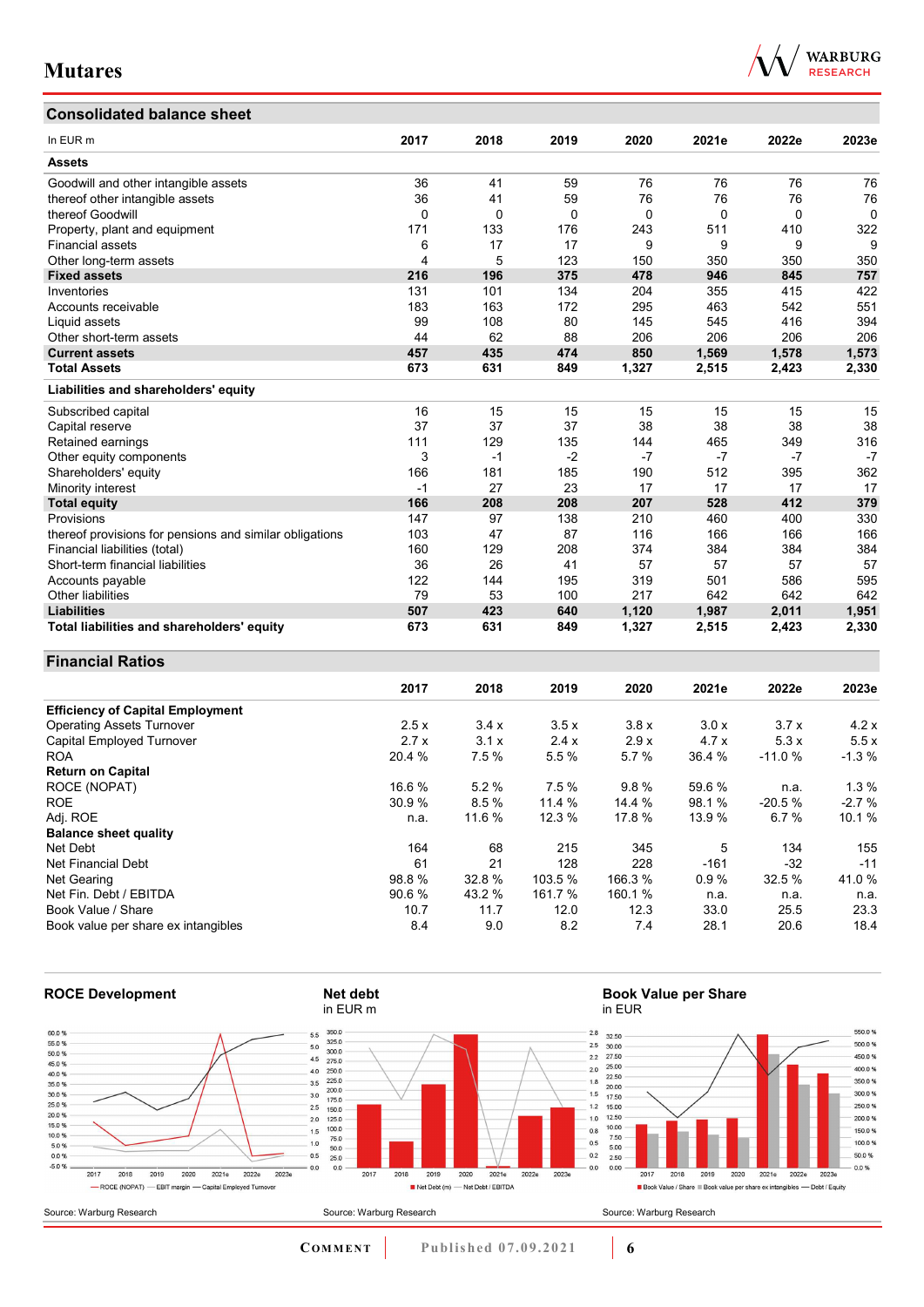## Consolidated balance sheet

| In EUR m | 2017 | 2018 | 2019 | 2020 | 2021e | 2022e | 2023e |
|---|---|---|---|---|---|---|---|
| **Assets** | | | | | | | |
| Goodwill and other intangible assets | 36 | 41 | 59 | 76 | 76 | 76 | 76 |
| thereof other intangible assets | 36 | 41 | 59 | 76 | 76 | 76 | 76 |
| thereof Goodwill | 0 | 0 | 0 | 0 | 0 | 0 | 0 |
| Property, plant and equipment | 171 | 133 | 176 | 243 | 511 | 410 | 322 |
| Financial assets | 6 | 17 | 17 | 9 | 9 | 9 | 9 |
| Other long-term assets | 4 | 5 | 123 | 150 | 350 | 350 | 350 |
| **Fixed assets** | **216** | **196** | **375** | **478** | **946** | **845** | **757** |
| Inventories | 131 | 101 | 134 | 204 | 355 | 415 | 422 |
| Accounts receivable | 183 | 163 | 172 | 295 | 463 | 542 | 551 |
| Liquid assets | 99 | 108 | 80 | 145 | 545 | 416 | 394 |
| Other short-term assets | 44 | 62 | 88 | 206 | 206 | 206 | 206 |
| **Current assets** | **457** | **435** | **474** | **850** | **1,569** | **1,578** | **1,573** |
| **Total Assets** | **673** | **631** | **849** | **1,327** | **2,515** | **2,423** | **2,330** |
| **Liabilities and shareholders' equity** | | | | | | | |
| Subscribed capital | 16 | 15 | 15 | 15 | 15 | 15 | 15 |
| Capital reserve | 37 | 37 | 37 | 38 | 38 | 38 | 38 |
| Retained earnings | 111 | 129 | 135 | 144 | 465 | 349 | 316 |
| Other equity components | 3 | -1 | -2 | -7 | -7 | -7 | -7 |
| Shareholders' equity | 166 | 181 | 185 | 190 | 512 | 395 | 362 |
| Minority interest | -1 | 27 | 23 | 17 | 17 | 17 | 17 |
| **Total equity** | **166** | **208** | **208** | **207** | **528** | **412** | **379** |
| Provisions | 147 | 97 | 138 | 210 | 460 | 400 | 330 |
| thereof provisions for pensions and similar obligations | 103 | 47 | 87 | 116 | 166 | 166 | 166 |
| Financial liabilities (total) | 160 | 129 | 208 | 374 | 384 | 384 | 384 |
| Short-term financial liabilities | 36 | 26 | 41 | 57 | 57 | 57 | 57 |
| Accounts payable | 122 | 144 | 195 | 319 | 501 | 586 | 595 |
| Other liabilities | 79 | 53 | 100 | 217 | 642 | 642 | 642 |
| **Liabilities** | **507** | **423** | **640** | **1,120** | **1,987** | **2,011** | **1,951** |
| **Total liabilities and shareholders' equity** | **673** | **631** | **849** | **1,327** | **2,515** | **2,423** | **2,330** |

## Financial Ratios

| | 2017 | 2018 | 2019 | 2020 | 2021e | 2022e | 2023e |
|---|---|---|---|---|---|---|---|
| **Efficiency of Capital Employment** | | | | | | | |
| Operating Assets Turnover | 2.5 x | 3.4 x | 3.5 x | 3.8 x | 3.0 x | 3.7 x | 4.2 x |
| Capital Employed Turnover | 2.7 x | 3.1 x | 2.4 x | 2.9 x | 4.7 x | 5.3 x | 5.5 x |
| ROA | 20.4 % | 7.5 % | 5.5 % | 5.7 % | 36.4 % | -11.0 % | -1.3 % |
| **Return on Capital** | | | | | | | |
| ROCE (NOPAT) | 16.6 % | 5.2 % | 7.5 % | 9.8 % | 59.6 % | n.a. | 1.3 % |
| ROE | 30.9 % | 8.5 % | 11.4 % | 14.4 % | 98.1 % | -20.5 % | -2.7 % |
| Adj. ROE | n.a. | 11.6 % | 12.3 % | 17.8 % | 13.9 % | 6.7 % | 10.1 % |
| **Balance sheet quality** | | | | | | | |
| Net Debt | 164 | 68 | 215 | 345 | 5 | 134 | 155 |
| Net Financial Debt | 61 | 21 | 128 | 228 | -161 | -32 | -11 |
| Net Gearing | 98.8 % | 32.8 % | 103.5 % | 166.3 % | 0.9 % | 32.5 % | 41.0 % |
| Net Fin. Debt / EBITDA | 90.6 % | 43.2 % | 161.7 % | 160.1 % | n.a. | n.a. | n.a. |
| Book Value / Share | 10.7 | 11.7 | 12.0 | 12.3 | 33.0 | 25.5 | 23.3 |
| Book value per share ex intangibles | 8.4 | 9.0 | 8.2 | 7.4 | 28.1 | 20.6 | 18.4 |

### ROCE Development

ROCE (NOPAT) — EBIT margin — Capital Employed Turnover

Source: Warburg Research

### Net debt

in EUR m

Net Debt (m) — Net Debt / EBITDA

Source: Warburg Research

### Book Value per Share

in EUR

Book Value / Share — Book value per share ex intangibles — Debt / Equity

Source: Warburg Research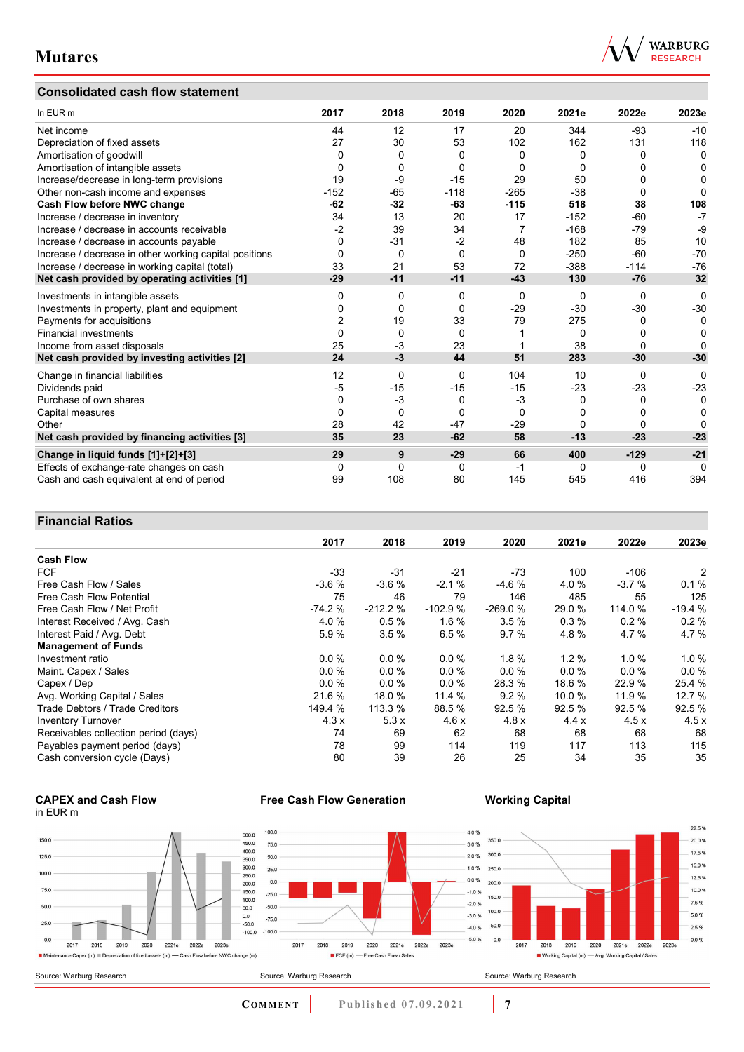## Consolidated cash flow statement

| In EUR m | 2017 | 2018 | 2019 | 2020 | 2021e | 2022e | 2023e |
|---|---|---|---|---|---|---|---|
| Net income | 44 | 12 | 17 | 20 | 344 | -93 | -10 |
| Depreciation of fixed assets | 27 | 30 | 53 | 102 | 162 | 131 | 118 |
| Amortisation of goodwill | 0 | 0 | 0 | 0 | 0 | 0 | 0 |
| Amortisation of intangible assets | 0 | 0 | 0 | 0 | 0 | 0 | 0 |
| Increase/decrease in long-term provisions | 19 | -9 | -15 | 29 | 50 | 0 | 0 |
| Other non-cash income and expenses | -152 | -65 | -118 | -265 | -38 | 0 | 0 |
| **Cash Flow before NWC change** | **-62** | **-32** | **-63** | **-115** | **518** | **38** | **108** |
| Increase / decrease in inventory | 34 | 13 | 20 | 17 | -152 | -60 | -7 |
| Increase / decrease in accounts receivable | -2 | 39 | 34 | 7 | -168 | -79 | -9 |
| Increase / decrease in accounts payable | 0 | -31 | -2 | 48 | 182 | 85 | 10 |
| Increase / decrease in other working capital positions | 0 | 0 | 0 | 0 | -250 | -60 | -70 |
| Increase / decrease in working capital (total) | 33 | 21 | 53 | 72 | -388 | -114 | -76 |
| **Net cash provided by operating activities [1]** | **-29** | **-11** | **-11** | **-43** | **130** | **-76** | **32** |
| Investments in intangible assets | 0 | 0 | 0 | 0 | 0 | 0 | 0 |
| Investments in property, plant and equipment | 0 | 0 | 0 | -29 | -30 | -30 | -30 |
| Payments for acquisitions | 2 | 19 | 33 | 79 | 275 | 0 | 0 |
| Financial investments | 0 | 0 | 0 | 1 | 0 | 0 | 0 |
| Income from asset disposals | 25 | -3 | 23 | 1 | 38 | 0 | 0 |
| **Net cash provided by investing activities [2]** | **24** | **-3** | **44** | **51** | **283** | **-30** | **-30** |
| Change in financial liabilities | 12 | 0 | 0 | 104 | 10 | 0 | 0 |
| Dividends paid | -5 | -15 | -15 | -15 | -23 | -23 | -23 |
| Purchase of own shares | 0 | -3 | 0 | -3 | 0 | 0 | 0 |
| Capital measures | 0 | 0 | 0 | 0 | 0 | 0 | 0 |
| Other | 28 | 42 | -47 | -29 | 0 | 0 | 0 |
| **Net cash provided by financing activities [3]** | **35** | **23** | **-62** | **58** | **-13** | **-23** | **-23** |
| **Change in liquid funds [1]+[2]+[3]** | **29** | **9** | **-29** | **66** | **400** | **-129** | **-21** |
| Effects of exchange-rate changes on cash | 0 | 0 | 0 | -1 | 0 | 0 | 0 |
| Cash and cash equivalent at end of period | 99 | 108 | 80 | 145 | 545 | 416 | 394 |

## Financial Ratios

| | 2017 | 2018 | 2019 | 2020 | 2021e | 2022e | 2023e |
|---|---|---|---|---|---|---|---|
| **Cash Flow** | | | | | | | |
| FCF | -33 | -31 | -21 | -73 | 100 | -106 | 2 |
| Free Cash Flow / Sales | -3.6 % | -3.6 % | -2.1 % | -4.6 % | 4.0 % | -3.7 % | 0.1 % |
| Free Cash Flow Potential | 75 | 46 | 79 | 146 | 485 | 55 | 125 |
| Free Cash Flow / Net Profit | -74.2 % | -212.2 % | -102.9 % | -269.0 % | 29.0 % | 114.0 % | -19.4 % |
| Interest Received / Avg. Cash | 4.0 % | 0.5 % | 1.6 % | 3.5 % | 0.3 % | 0.2 % | 0.2 % |
| Interest Paid / Avg. Debt | 5.9 % | 3.5 % | 6.5 % | 9.7 % | 4.8 % | 4.7 % | 4.7 % |
| **Management of Funds** | | | | | | | |
| Investment ratio | 0.0 % | 0.0 % | 0.0 % | 1.8 % | 1.2 % | 1.0 % | 1.0 % |
| Maint. Capex / Sales | 0.0 % | 0.0 % | 0.0 % | 0.0 % | 0.0 % | 0.0 % | 0.0 % |
| Capex / Dep | 0.0 % | 0.0 % | 0.0 % | 28.3 % | 18.6 % | 22.9 % | 25.4 % |
| Avg. Working Capital / Sales | 21.6 % | 18.0 % | 11.4 % | 9.2 % | 10.0 % | 11.9 % | 12.7 % |
| Trade Debtors / Trade Creditors | 149.4 % | 113.3 % | 88.5 % | 92.5 % | 92.5 % | 92.5 % | 92.5 % |
| Inventory Turnover | 4.3 x | 5.3 x | 4.6 x | 4.8 x | 4.4 x | 4.5 x | 4.5 x |
| Receivables collection period (days) | 74 | 69 | 62 | 68 | 68 | 68 | 68 |
| Payables payment period (days) | 78 | 99 | 114 | 119 | 117 | 113 | 115 |
| Cash conversion cycle (Days) | 80 | 39 | 26 | 25 | 34 | 35 | 35 |

**CAPEX and Cash Flow**
in EUR m

Maintenance Capex (m) · Depreciation of fixed assets (m) · Cash Flow before NWC change (m)

Source: Warburg Research

**Free Cash Flow Generation**

FCF (m) · Free Cash Flow / Sales

Source: Warburg Research

**Working Capital**

Working Capital (m) · Avg. Working Capital / Sales

Source: Warburg Research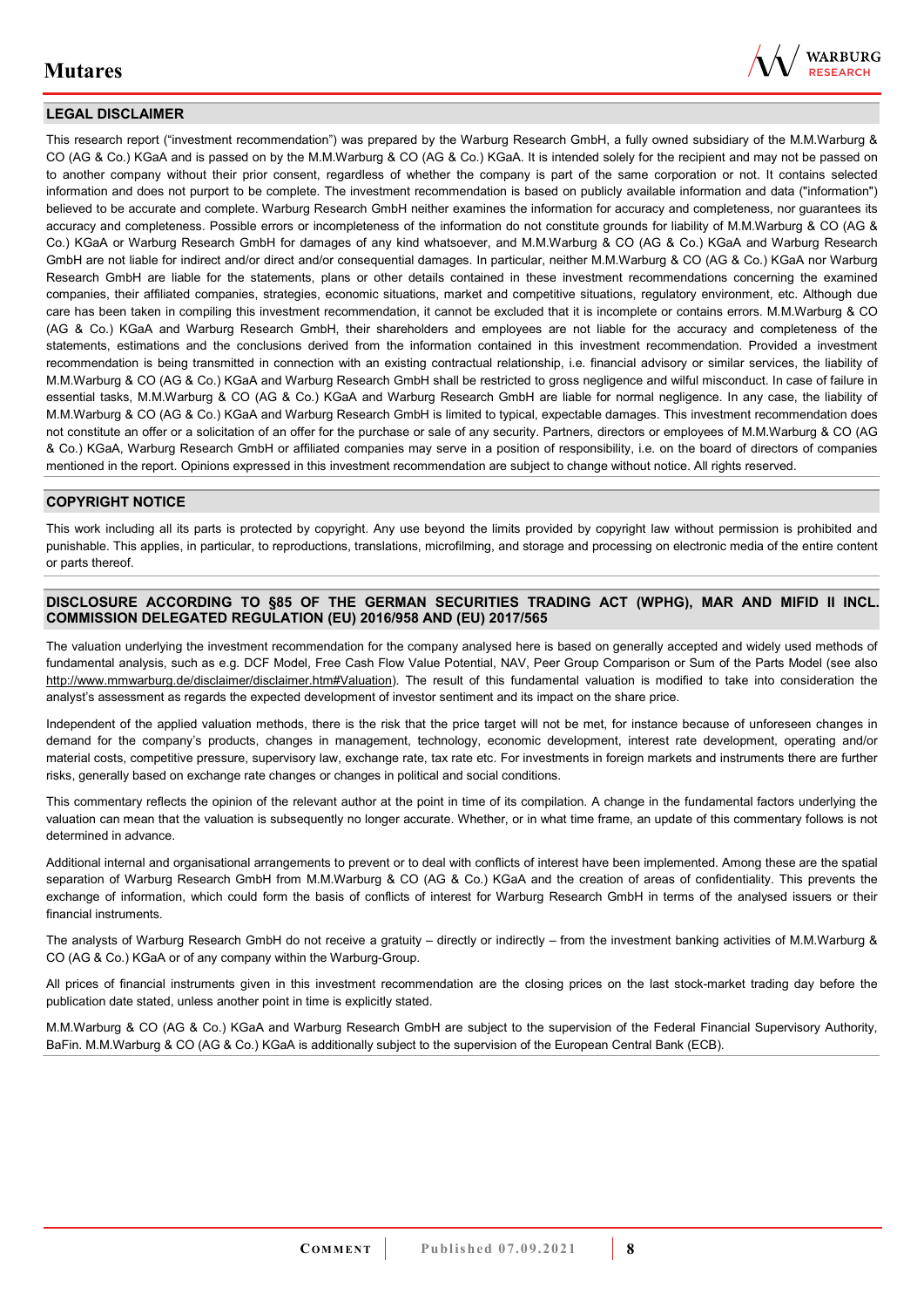## LEGAL DISCLAIMER

This research report ("investment recommendation") was prepared by the Warburg Research GmbH, a fully owned subsidiary of the M.M.Warburg & CO (AG & Co.) KGaA and is passed on by the M.M.Warburg & CO (AG & Co.) KGaA. It is intended solely for the recipient and may not be passed on to another company without their prior consent, regardless of whether the company is part of the same corporation or not. It contains selected information and does not purport to be complete. The investment recommendation is based on publicly available information and data ("information") believed to be accurate and complete. Warburg Research GmbH neither examines the information for accuracy and completeness, nor guarantees its accuracy and completeness. Possible errors or incompleteness of the information do not constitute grounds for liability of M.M.Warburg & CO (AG & Co.) KGaA or Warburg Research GmbH for damages of any kind whatsoever, and M.M.Warburg & CO (AG & Co.) KGaA and Warburg Research GmbH are not liable for indirect and/or direct and/or consequential damages. In particular, neither M.M.Warburg & CO (AG & Co.) KGaA nor Warburg Research GmbH are liable for the statements, plans or other details contained in these investment recommendations concerning the examined companies, their affiliated companies, strategies, economic situations, market and competitive situations, regulatory environment, etc. Although due care has been taken in compiling this investment recommendation, it cannot be excluded that it is incomplete or contains errors. M.M.Warburg & CO (AG & Co.) KGaA and Warburg Research GmbH, their shareholders and employees are not liable for the accuracy and completeness of the statements, estimations and the conclusions derived from the information contained in this investment recommendation. Provided a investment recommendation is being transmitted in connection with an existing contractual relationship, i.e. financial advisory or similar services, the liability of M.M.Warburg & CO (AG & Co.) KGaA and Warburg Research GmbH shall be restricted to gross negligence and wilful misconduct. In case of failure in essential tasks, M.M.Warburg & CO (AG & Co.) KGaA and Warburg Research GmbH are liable for normal negligence. In any case, the liability of M.M.Warburg & CO (AG & Co.) KGaA and Warburg Research GmbH is limited to typical, expectable damages. This investment recommendation does not constitute an offer or a solicitation of an offer for the purchase or sale of any security. Partners, directors or employees of M.M.Warburg & CO (AG & Co.) KGaA, Warburg Research GmbH or affiliated companies may serve in a position of responsibility, i.e. on the board of directors of companies mentioned in the report. Opinions expressed in this investment recommendation are subject to change without notice. All rights reserved.

## COPYRIGHT NOTICE

This work including all its parts is protected by copyright. Any use beyond the limits provided by copyright law without permission is prohibited and punishable. This applies, in particular, to reproductions, translations, microfilming, and storage and processing on electronic media of the entire content or parts thereof.

## DISCLOSURE ACCORDING TO §85 OF THE GERMAN SECURITIES TRADING ACT (WPHG), MAR AND MIFID II INCL. COMMISSION DELEGATED REGULATION (EU) 2016/958 AND (EU) 2017/565

The valuation underlying the investment recommendation for the company analysed here is based on generally accepted and widely used methods of fundamental analysis, such as e.g. DCF Model, Free Cash Flow Value Potential, NAV, Peer Group Comparison or Sum of the Parts Model (see also http://www.mmwarburg.de/disclaimer/disclaimer.htm#Valuation). The result of this fundamental valuation is modified to take into consideration the analyst's assessment as regards the expected development of investor sentiment and its impact on the share price.

Independent of the applied valuation methods, there is the risk that the price target will not be met, for instance because of unforeseen changes in demand for the company's products, changes in management, technology, economic development, interest rate development, operating and/or material costs, competitive pressure, supervisory law, exchange rate, tax rate etc. For investments in foreign markets and instruments there are further risks, generally based on exchange rate changes or changes in political and social conditions.

This commentary reflects the opinion of the relevant author at the point in time of its compilation. A change in the fundamental factors underlying the valuation can mean that the valuation is subsequently no longer accurate. Whether, or in what time frame, an update of this commentary follows is not determined in advance.

Additional internal and organisational arrangements to prevent or to deal with conflicts of interest have been implemented. Among these are the spatial separation of Warburg Research GmbH from M.M.Warburg & CO (AG & Co.) KGaA and the creation of areas of confidentiality. This prevents the exchange of information, which could form the basis of conflicts of interest for Warburg Research GmbH in terms of the analysed issuers or their financial instruments.

The analysts of Warburg Research GmbH do not receive a gratuity – directly or indirectly – from the investment banking activities of M.M.Warburg & CO (AG & Co.) KGaA or of any company within the Warburg-Group.

All prices of financial instruments given in this investment recommendation are the closing prices on the last stock-market trading day before the publication date stated, unless another point in time is explicitly stated.

M.M.Warburg & CO (AG & Co.) KGaA and Warburg Research GmbH are subject to the supervision of the Federal Financial Supervisory Authority, BaFin. M.M.Warburg & CO (AG & Co.) KGaA is additionally subject to the supervision of the European Central Bank (ECB).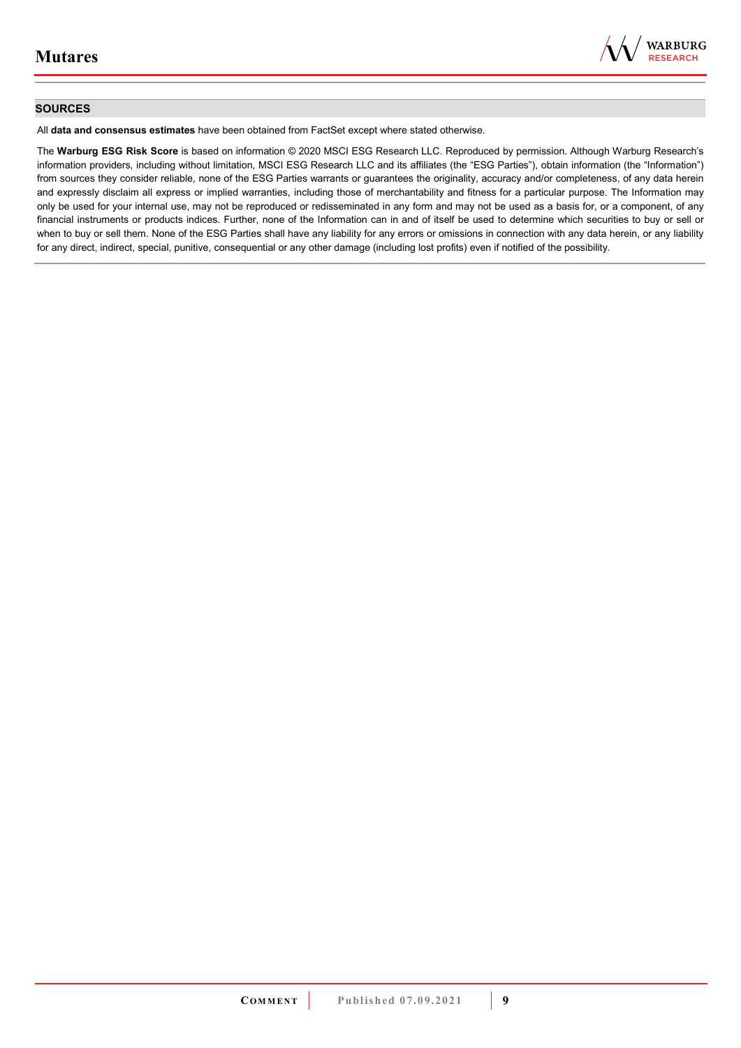## SOURCES

All **data and consensus estimates** have been obtained from FactSet except where stated otherwise.

The **Warburg ESG Risk Score** is based on information © 2020 MSCI ESG Research LLC. Reproduced by permission. Although Warburg Research's information providers, including without limitation, MSCI ESG Research LLC and its affiliates (the "ESG Parties"), obtain information (the "Information") from sources they consider reliable, none of the ESG Parties warrants or guarantees the originality, accuracy and/or completeness, of any data herein and expressly disclaim all express or implied warranties, including those of merchantability and fitness for a particular purpose. The Information may only be used for your internal use, may not be reproduced or redisseminated in any form and may not be used as a basis for, or a component, of any financial instruments or products indices. Further, none of the Information can in and of itself be used to determine which securities to buy or sell or when to buy or sell them. None of the ESG Parties shall have any liability for any errors or omissions in connection with any data herein, or any liability for any direct, indirect, special, punitive, consequential or any other damage (including lost profits) even if notified of the possibility.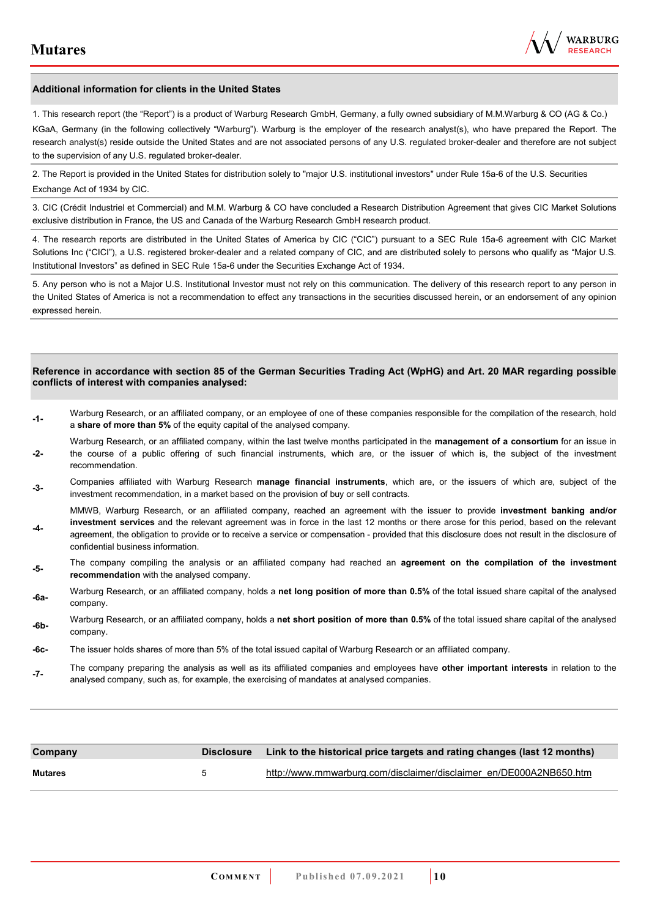## Additional information for clients in the United States

1. This research report (the "Report") is a product of Warburg Research GmbH, Germany, a fully owned subsidiary of M.M.Warburg & CO (AG & Co.) KGaA, Germany (in the following collectively "Warburg"). Warburg is the employer of the research analyst(s), who have prepared the Report. The research analyst(s) reside outside the United States and are not associated persons of any U.S. regulated broker-dealer and therefore are not subject to the supervision of any U.S. regulated broker-dealer.

2. The Report is provided in the United States for distribution solely to "major U.S. institutional investors" under Rule 15a-6 of the U.S. Securities Exchange Act of 1934 by CIC.

3. CIC (Crédit Industriel et Commercial) and M.M. Warburg & CO have concluded a Research Distribution Agreement that gives CIC Market Solutions exclusive distribution in France, the US and Canada of the Warburg Research GmbH research product.

4. The research reports are distributed in the United States of America by CIC ("CIC") pursuant to a SEC Rule 15a-6 agreement with CIC Market Solutions Inc ("CICI"), a U.S. registered broker-dealer and a related company of CIC, and are distributed solely to persons who qualify as "Major U.S. Institutional Investors" as defined in SEC Rule 15a-6 under the Securities Exchange Act of 1934.

5. Any person who is not a Major U.S. Institutional Investor must not rely on this communication. The delivery of this research report to any person in the United States of America is not a recommendation to effect any transactions in the securities discussed herein, or an endorsement of any opinion expressed herein.

## Reference in accordance with section 85 of the German Securities Trading Act (WpHG) and Art. 20 MAR regarding possible conflicts of interest with companies analysed:

- **-1-** Warburg Research, or an affiliated company, or an employee of one of these companies responsible for the compilation of the research, hold a **share of more than 5%** of the equity capital of the analysed company.
- **-2-** Warburg Research, or an affiliated company, within the last twelve months participated in the **management of a consortium** for an issue in the course of a public offering of such financial instruments, which are, or the issuer of which is, the subject of the investment recommendation.
- **-3-** Companies affiliated with Warburg Research **manage financial instruments**, which are, or the issuers of which are, subject of the investment recommendation, in a market based on the provision of buy or sell contracts.
- **-4-** MMWB, Warburg Research, or an affiliated company, reached an agreement with the issuer to provide **investment banking and/or investment services** and the relevant agreement was in force in the last 12 months or there arose for this period, based on the relevant agreement, the obligation to provide or to receive a service or compensation - provided that this disclosure does not result in the disclosure of confidential business information.
- **-5-** The company compiling the analysis or an affiliated company had reached an **agreement on the compilation of the investment recommendation** with the analysed company.
- **-6a-** Warburg Research, or an affiliated company, holds a **net long position of more than 0.5%** of the total issued share capital of the analysed company.
- **-6b-** Warburg Research, or an affiliated company, holds a **net short position of more than 0.5%** of the total issued share capital of the analysed company.
- **-6c-** The issuer holds shares of more than 5% of the total issued capital of Warburg Research or an affiliated company.
- **-7-** The company preparing the analysis as well as its affiliated companies and employees have **other important interests** in relation to the analysed company, such as, for example, the exercising of mandates at analysed companies.

| Company | Disclosure | Link to the historical price targets and rating changes (last 12 months) |
|---|---|---|
| **Mutares** | 5 | http://www.mmwarburg.com/disclaimer/disclaimer_en/DE000A2NB650.htm |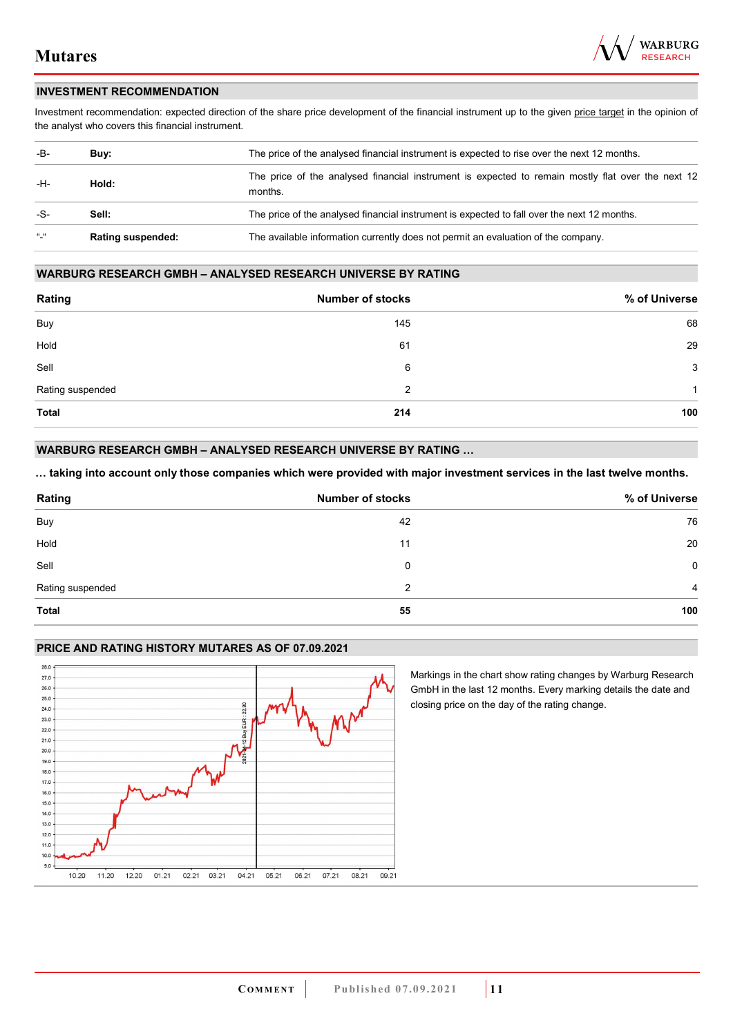## INVESTMENT RECOMMENDATION

Investment recommendation: expected direction of the share price development of the financial instrument up to the given price target in the opinion of the analyst who covers this financial instrument.

| | | |
|---|---|---|
| -B- | **Buy:** | The price of the analysed financial instrument is expected to rise over the next 12 months. |
| -H- | **Hold:** | The price of the analysed financial instrument is expected to remain mostly flat over the next 12 months. |
| -S- | **Sell:** | The price of the analysed financial instrument is expected to fall over the next 12 months. |
| "-" | **Rating suspended:** | The available information currently does not permit an evaluation of the company. |

## WARBURG RESEARCH GMBH – ANALYSED RESEARCH UNIVERSE BY RATING

| Rating | Number of stocks | % of Universe |
|---|---|---|
| Buy | 145 | 68 |
| Hold | 61 | 29 |
| Sell | 6 | 3 |
| Rating suspended | 2 | 1 |
| **Total** | **214** | **100** |

## WARBURG RESEARCH GMBH – ANALYSED RESEARCH UNIVERSE BY RATING …

**… taking into account only those companies which were provided with major investment services in the last twelve months.**

| Rating | Number of stocks | % of Universe |
|---|---|---|
| Buy | 42 | 76 |
| Hold | 11 | 20 |
| Sell | 0 | 0 |
| Rating suspended | 2 | 4 |
| **Total** | **55** | **100** |

## PRICE AND RATING HISTORY MUTARES AS OF 07.09.2021

28.0
27.0
26.0
25.0
24.0
23.0
22.0
21.0
20.0
19.0
18.0
17.0
16.0
15.0
14.0
13.0
12.0
11.0
10.0
9.0

10.20 11.20 12.20 01.21 02.21 03.21 04.21 05.21 06.21 07.21 08.21 09.21

2021-04-12 Buy EUR : 22.90

Markings in the chart show rating changes by Warburg Research GmbH in the last 12 months. Every marking details the date and closing price on the day of the rating change.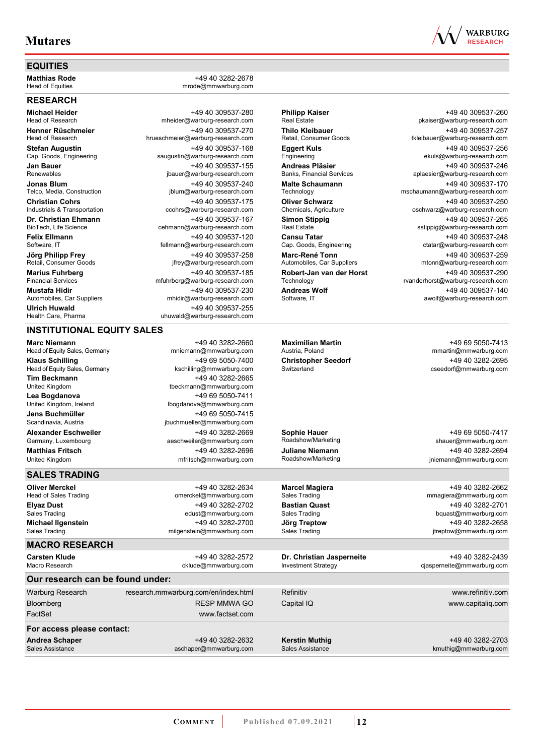## EQUITIES

| | |
|---|---|
| **Matthias Rode** | +49 40 3282-2678 |
| Head of Equities | mrode@mmwarburg.com |

## RESEARCH

| | | | |
|---|---|---|---|
| **Michael Heider** | +49 40 309537-280 | **Philipp Kaiser** | +49 40 309537-260 |
| Head of Research | mheider@warburg-research.com | Real Estate | pkaiser@warburg-research.com |
| **Henner Rüschmeier** | +49 40 309537-270 | **Thilo Kleibauer** | +49 40 309537-257 |
| Head of Research | hrueschmeier@warburg-research.com | Retail, Consumer Goods | tkleibauer@warburg-research.com |
| **Stefan Augustin** | +49 40 309537-168 | **Eggert Kuls** | +49 40 309537-256 |
| Cap. Goods, Engineering | saugustin@warburg-research.com | Engineering | ekuls@warburg-research.com |
| **Jan Bauer** | +49 40 309537-155 | **Andreas Pläsier** | +49 40 309537-246 |
| Renewables | jbauer@warburg-research.com | Banks, Financial Services | aplaesier@warburg-research.com |
| **Jonas Blum** | +49 40 309537-240 | **Malte Schaumann** | +49 40 309537-170 |
| Telco, Media, Construction | jblum@warburg-research.com | Technology | mschaumann@warburg-research.com |
| **Christian Cohrs** | +49 40 309537-175 | **Oliver Schwarz** | +49 40 309537-250 |
| Industrials & Transportation | ccohrs@warburg-research.com | Chemicals, Agriculture | oschwarz@warburg-research.com |
| **Dr. Christian Ehmann** | +49 40 309537-167 | **Simon Stippig** | +49 40 309537-265 |
| BioTech, Life Science | cehmann@warburg-research.com | Real Estate | sstippig@warburg-research.com |
| **Felix Ellmann** | +49 40 309537-120 | **Cansu Tatar** | +49 40 309537-248 |
| Software, IT | fellmann@warburg-research.com | Cap. Goods, Engineering | ctatar@warburg-research.com |
| **Jörg Philipp Frey** | +49 40 309537-258 | **Marc-René Tonn** | +49 40 309537-259 |
| Retail, Consumer Goods | jfrey@warburg-research.com | Automobiles, Car Suppliers | mtonn@warburg-research.com |
| **Marius Fuhrberg** | +49 40 309537-185 | **Robert-Jan van der Horst** | +49 40 309537-290 |
| Financial Services | mfuhrberg@warburg-research.com | Technology | rvanderhorst@warburg-research.com |
| **Mustafa Hidir** | +49 40 309537-230 | **Andreas Wolf** | +49 40 309537-140 |
| Automobiles, Car Suppliers | mhidir@warburg-research.com | Software, IT | awolf@warburg-research.com |
| **Ulrich Huwald** | +49 40 309537-255 | | |
| Health Care, Pharma | uhuwald@warburg-research.com | | |

## INSTITUTIONAL EQUITY SALES

| | | | |
|---|---|---|---|
| **Marc Niemann** | +49 40 3282-2660 | **Maximilian Martin** | +49 69 5050-7413 |
| Head of Equity Sales, Germany | mniemann@mmwarburg.com | Austria, Poland | mmartin@mmwarburg.com |
| **Klaus Schilling** | +49 69 5050-7400 | **Christopher Seedorf** | +49 40 3282-2695 |
| Head of Equity Sales, Germany | kschilling@mmwarburg.com | Switzerland | cseedorf@mmwarburg.com |
| **Tim Beckmann** | +49 40 3282-2665 | | |
| United Kingdom | tbeckmann@mmwarburg.com | | |
| **Lea Bogdanova** | +49 69 5050-7411 | | |
| United Kingdom, Ireland | lbogdanova@mmwarburg.com | | |
| **Jens Buchmüller** | +49 69 5050-7415 | | |
| Scandinavia, Austria | jbuchmueller@mmwarburg.com | | |
| **Alexander Eschweiler** | +49 40 3282-2669 | **Sophie Hauer** | +49 69 5050-7417 |
| Germany, Luxembourg | aeschweiler@mmwarburg.com | Roadshow/Marketing | shauer@mmwarburg.com |
| **Matthias Fritsch** | +49 40 3282-2696 | **Juliane Niemann** | +49 40 3282-2694 |
| United Kingdom | mfritsch@mmwarburg.com | Roadshow/Marketing | jniemann@mmwarburg.com |

## SALES TRADING

| | | | |
|---|---|---|---|
| **Oliver Merckel** | +49 40 3282-2634 | **Marcel Magiera** | +49 40 3282-2662 |
| Head of Sales Trading | omerckel@mmwarburg.com | Sales Trading | mmagiera@mmwarburg.com |
| **Elyaz Dust** | +49 40 3282-2702 | **Bastian Quast** | +49 40 3282-2701 |
| Sales Trading | edust@mmwarburg.com | Sales Trading | bquast@mmwarburg.com |
| **Michael Ilgenstein** | +49 40 3282-2700 | **Jörg Treptow** | +49 40 3282-2658 |
| Sales Trading | milgenstein@mmwarburg.com | Sales Trading | jtreptow@mmwarburg.com |

## MACRO RESEARCH

| | | | |
|---|---|---|---|
| **Carsten Klude** | +49 40 3282-2572 | **Dr. Christian Jasperneite** | +49 40 3282-2439 |
| Macro Research | cklude@mmwarburg.com | Investment Strategy | cjasperneite@mmwarburg.com |

## Our research can be found under:

| | | | |
|---|---|---|---|
| Warburg Research | research.mmwarburg.com/en/index.html | Refinitiv | www.refinitiv.com |
| Bloomberg | RESP MMWA GO | Capital IQ | www.capitaliq.com |
| FactSet | www.factset.com | | |

## For access please contact:

| | | | |
|---|---|---|---|
| **Andrea Schaper** | +49 40 3282-2632 | **Kerstin Muthig** | +49 40 3282-2703 |
| Sales Assistance | aschaper@mmwarburg.com | Sales Assistance | kmuthig@mmwarburg.com |